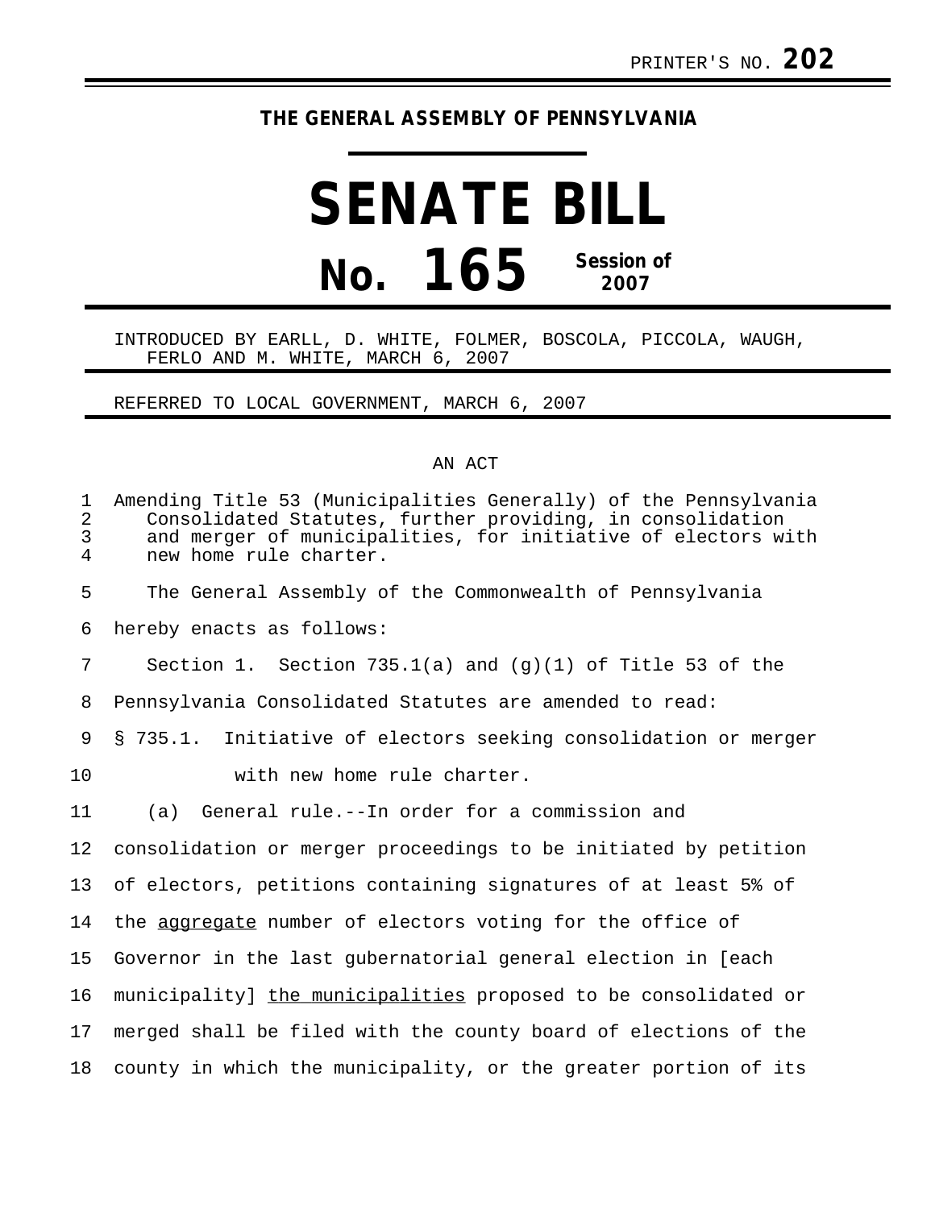PRINTER'S NO. **202**

**THE GENERAL ASSEMBLY OF PENNSYLVANIA**

# SENATE BILL

# No. 165

**Session of 2007**

INTRODUCED BY EARLL, D. WHITE, FOLMER, BOSCOLA, PICCOLA, WAUGH, FERLO AND M. WHITE, MARCH 6, 2007

REFERRED TO LOCAL GOVERNMENT, MARCH 6, 2007

AN ACT

Amending Title 53 (Municipalities Generally) of the Pennsylvania Consolidated Statutes, further providing, in consolidation and merger of municipalities, for initiative of electors with new home rule charter.

The General Assembly of the Commonwealth of Pennsylvania hereby enacts as follows:

Section 1. Section 735.1(a) and (g)(1) of Title 53 of the Pennsylvania Consolidated Statutes are amended to read:

§ 735.1. Initiative of electors seeking consolidation or merger with new home rule charter.

(a) General rule.--In order for a commission and consolidation or merger proceedings to be initiated by petition of electors, petitions containing signatures of at least 5% of the <u>aggregate</u> number of electors voting for the office of Governor in the last gubernatorial general election in [each municipality] <u>the municipalities</u> proposed to be consolidated or merged shall be filed with the county board of elections of the county in which the municipality, or the greater portion of its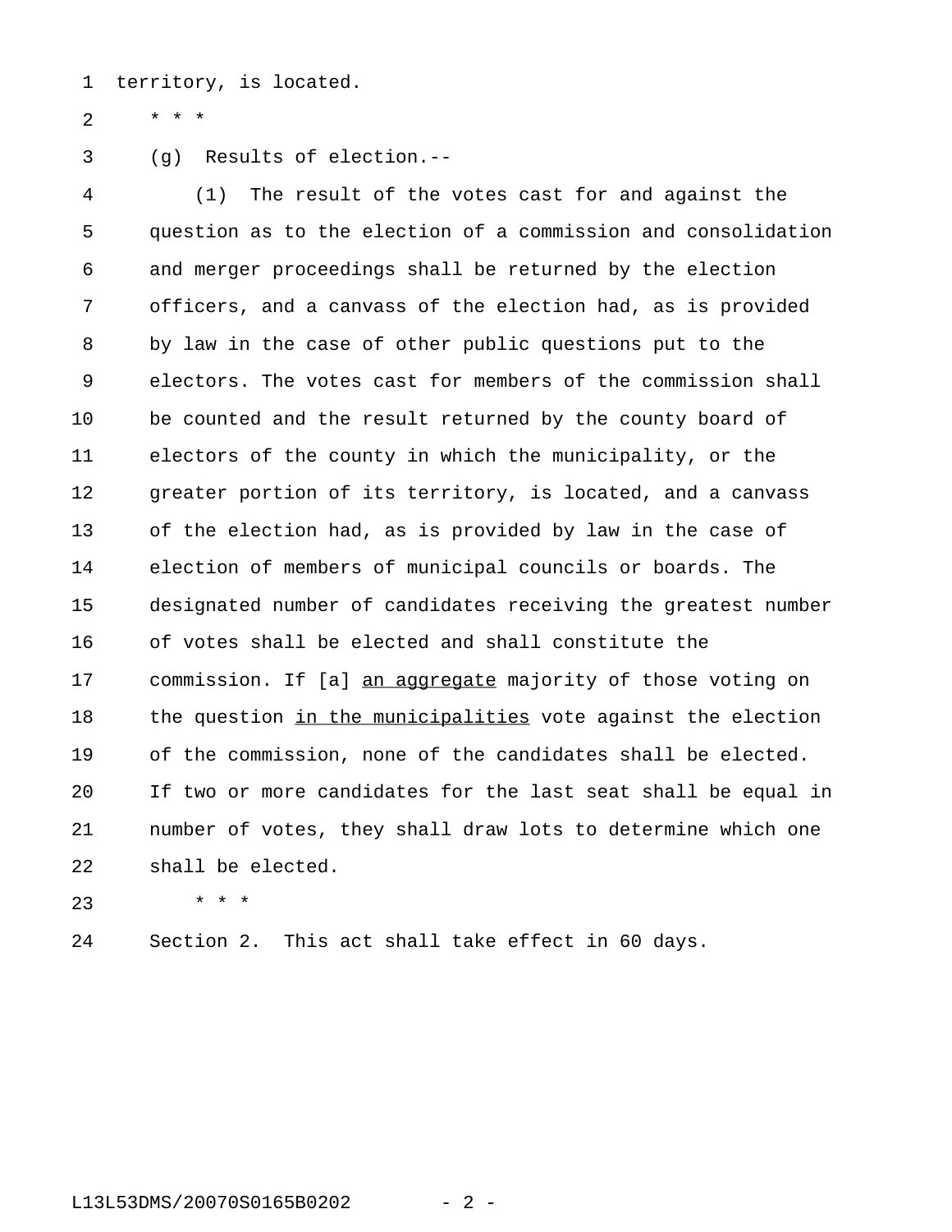territory, is located.

\* \* \*

(g) Results of election.--

(1) The result of the votes cast for and against the question as to the election of a commission and consolidation and merger proceedings shall be returned by the election officers, and a canvass of the election had, as is provided by law in the case of other public questions put to the electors. The votes cast for members of the commission shall be counted and the result returned by the county board of electors of the county in which the municipality, or the greater portion of its territory, is located, and a canvass of the election had, as is provided by law in the case of election of members of municipal councils or boards. The designated number of candidates receiving the greatest number of votes shall be elected and shall constitute the commission. If [a] <u>an aggregate</u> majority of those voting on the question <u>in the municipalities</u> vote against the election of the commission, none of the candidates shall be elected. If two or more candidates for the last seat shall be equal in number of votes, they shall draw lots to determine which one shall be elected.

\* \* \*

Section 2. This act shall take effect in 60 days.